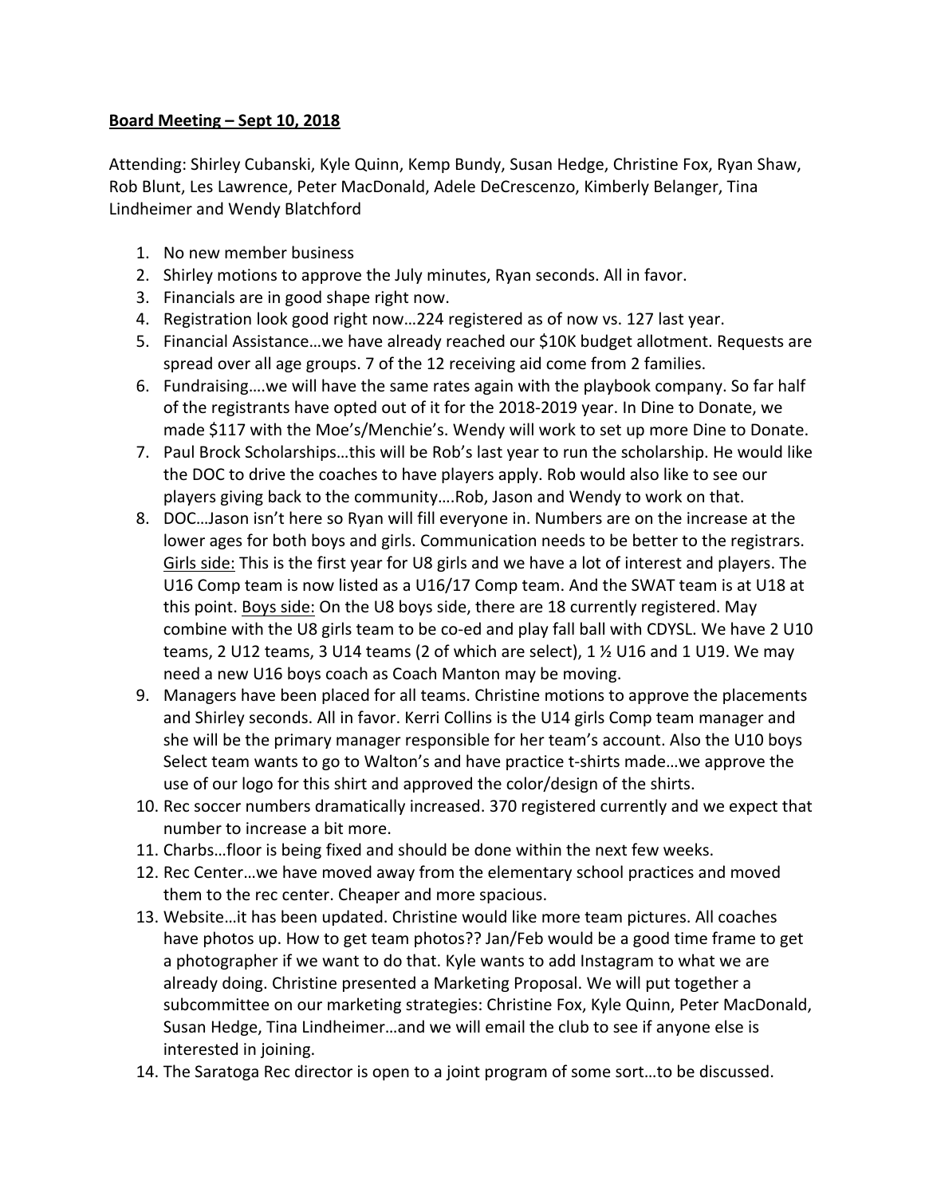**<u>Board Meeting – Sept 10, 2018</u>**

Attending: Shirley Cubanski, Kyle Quinn, Kemp Bundy, Susan Hedge, Christine Fox, Ryan Shaw, Rob Blunt, Les Lawrence, Peter MacDonald, Adele DeCrescenzo, Kimberly Belanger, Tina Lindheimer and Wendy Blatchford

1. No new member business
2. Shirley motions to approve the July minutes, Ryan seconds. All in favor.
3. Financials are in good shape right now.
4. Registration look good right now…224 registered as of now vs. 127 last year.
5. Financial Assistance…we have already reached our $10K budget allotment. Requests are spread over all age groups. 7 of the 12 receiving aid come from 2 families.
6. Fundraising….we will have the same rates again with the playbook company. So far half of the registrants have opted out of it for the 2018-2019 year. In Dine to Donate, we made $117 with the Moe's/Menchie's. Wendy will work to set up more Dine to Donate.
7. Paul Brock Scholarships…this will be Rob's last year to run the scholarship. He would like the DOC to drive the coaches to have players apply. Rob would also like to see our players giving back to the community….Rob, Jason and Wendy to work on that.
8. DOC…Jason isn't here so Ryan will fill everyone in. Numbers are on the increase at the lower ages for both boys and girls. Communication needs to be better to the registrars. <u>Girls side:</u> This is the first year for U8 girls and we have a lot of interest and players. The U16 Comp team is now listed as a U16/17 Comp team. And the SWAT team is at U18 at this point. <u>Boys side:</u> On the U8 boys side, there are 18 currently registered. May combine with the U8 girls team to be co-ed and play fall ball with CDYSL. We have 2 U10 teams, 2 U12 teams, 3 U14 teams (2 of which are select), 1 ½ U16 and 1 U19. We may need a new U16 boys coach as Coach Manton may be moving.
9. Managers have been placed for all teams. Christine motions to approve the placements and Shirley seconds. All in favor. Kerri Collins is the U14 girls Comp team manager and she will be the primary manager responsible for her team's account. Also the U10 boys Select team wants to go to Walton's and have practice t-shirts made…we approve the use of our logo for this shirt and approved the color/design of the shirts.
10. Rec soccer numbers dramatically increased. 370 registered currently and we expect that number to increase a bit more.
11. Charbs…floor is being fixed and should be done within the next few weeks.
12. Rec Center…we have moved away from the elementary school practices and moved them to the rec center. Cheaper and more spacious.
13. Website…it has been updated. Christine would like more team pictures. All coaches have photos up. How to get team photos?? Jan/Feb would be a good time frame to get a photographer if we want to do that. Kyle wants to add Instagram to what we are already doing. Christine presented a Marketing Proposal. We will put together a subcommittee on our marketing strategies: Christine Fox, Kyle Quinn, Peter MacDonald, Susan Hedge, Tina Lindheimer…and we will email the club to see if anyone else is interested in joining.
14. The Saratoga Rec director is open to a joint program of some sort…to be discussed.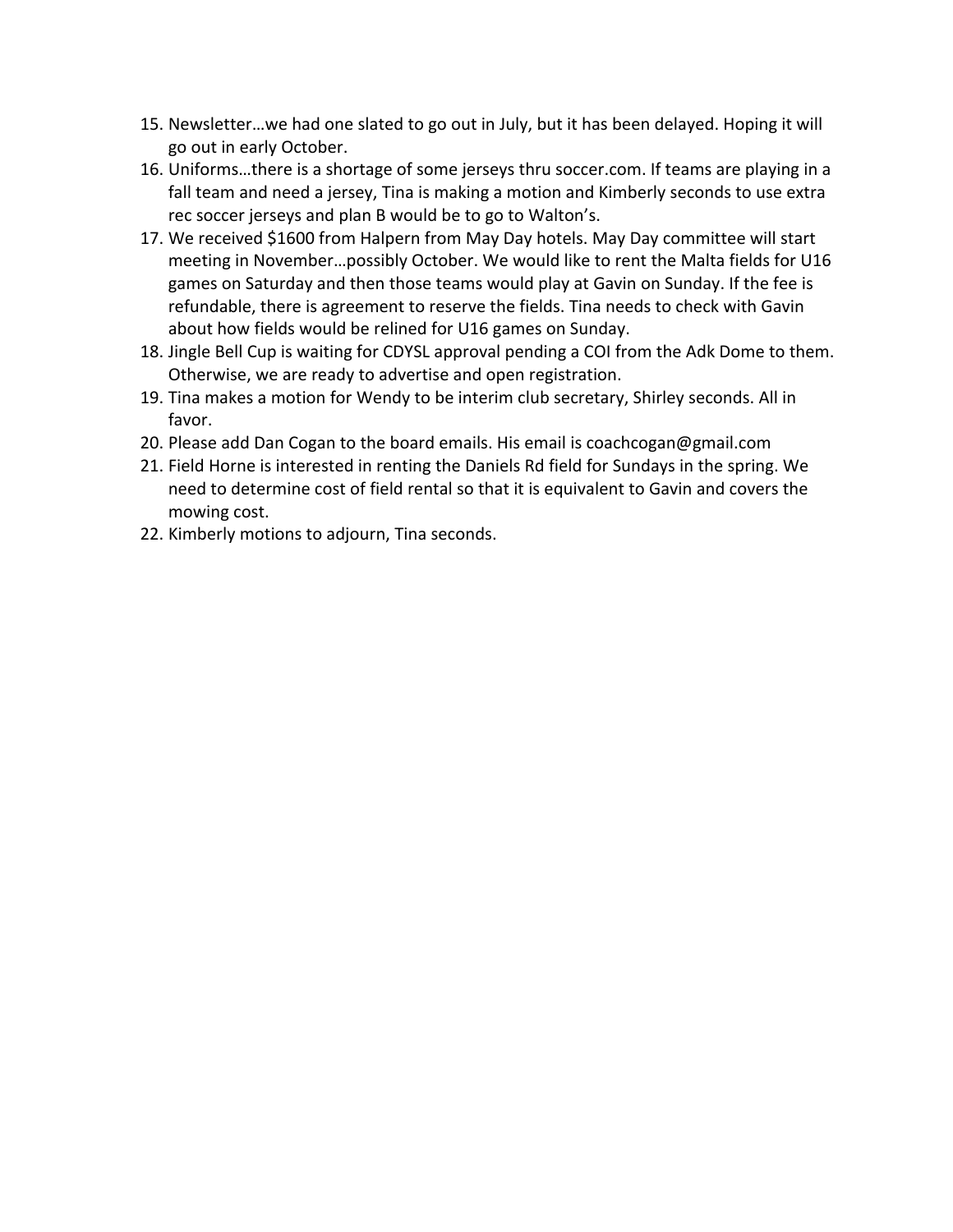15. Newsletter…we had one slated to go out in July, but it has been delayed. Hoping it will go out in early October.
16. Uniforms…there is a shortage of some jerseys thru soccer.com. If teams are playing in a fall team and need a jersey, Tina is making a motion and Kimberly seconds to use extra rec soccer jerseys and plan B would be to go to Walton's.
17. We received $1600 from Halpern from May Day hotels. May Day committee will start meeting in November…possibly October. We would like to rent the Malta fields for U16 games on Saturday and then those teams would play at Gavin on Sunday. If the fee is refundable, there is agreement to reserve the fields. Tina needs to check with Gavin about how fields would be relined for U16 games on Sunday.
18. Jingle Bell Cup is waiting for CDYSL approval pending a COI from the Adk Dome to them. Otherwise, we are ready to advertise and open registration.
19. Tina makes a motion for Wendy to be interim club secretary, Shirley seconds. All in favor.
20. Please add Dan Cogan to the board emails. His email is coachcogan@gmail.com
21. Field Horne is interested in renting the Daniels Rd field for Sundays in the spring. We need to determine cost of field rental so that it is equivalent to Gavin and covers the mowing cost.
22. Kimberly motions to adjourn, Tina seconds.